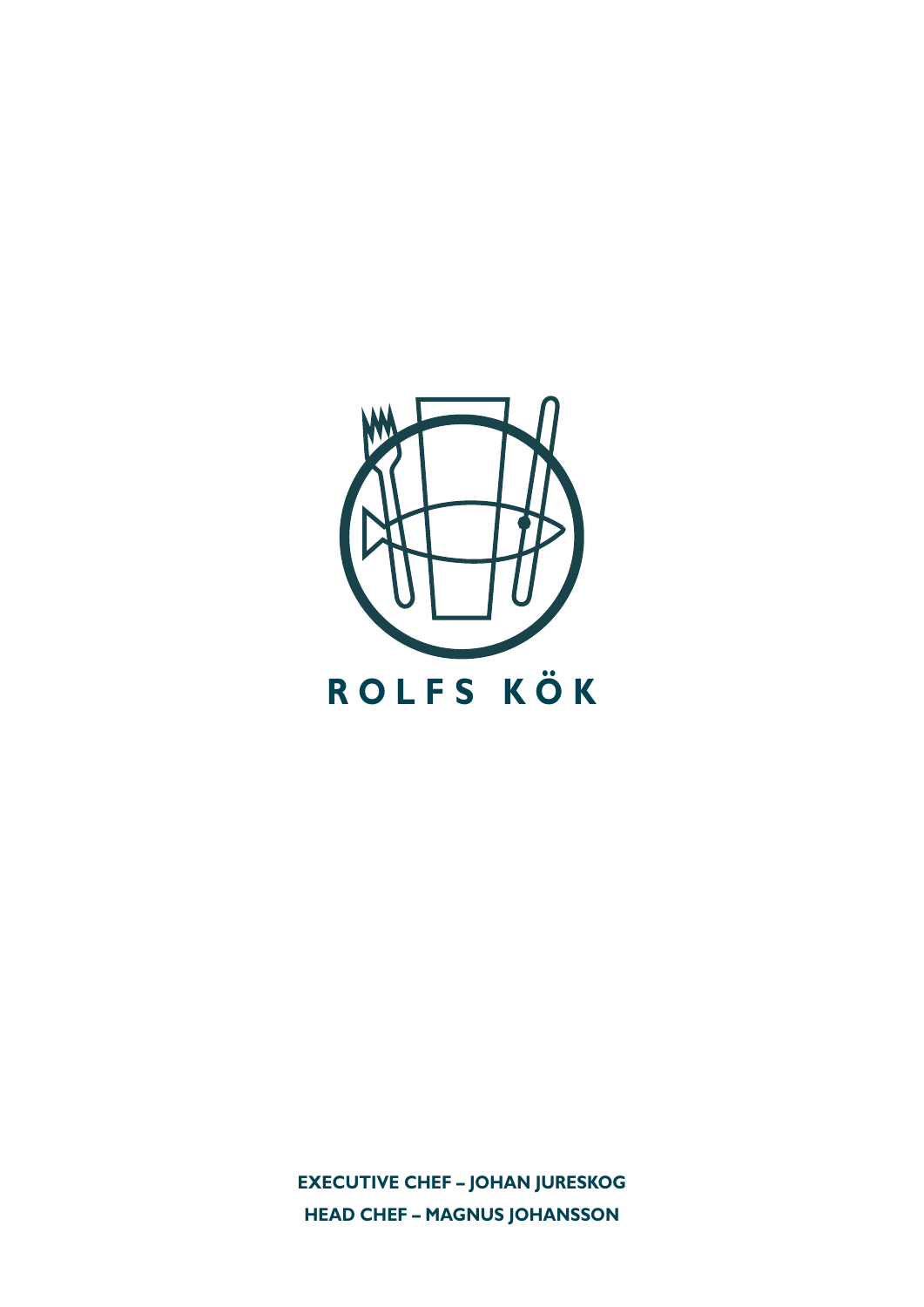# ROLFS KÖK

**EXECUTIVE CHEF – JOHAN JURESKOG**

**HEAD CHEF – MAGNUS JOHANSSON**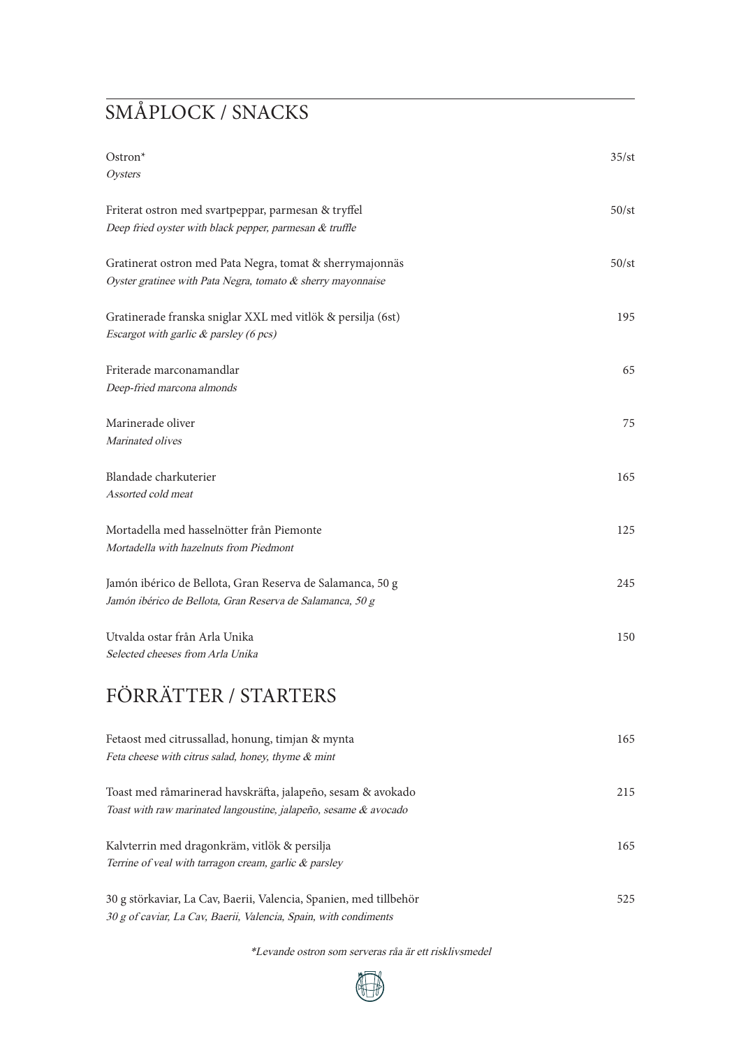## SMÅPLOCK / SNACKS

Ostron* — 35/st
*Oysters*

Friterat ostron med svartpeppar, parmesan & tryffel — 50/st
*Deep fried oyster with black pepper, parmesan & truffle*

Gratinerat ostron med Pata Negra, tomat & sherrymajonnäs — 50/st
*Oyster gratinee with Pata Negra, tomato & sherry mayonnaise*

Gratinerade franska sniglar XXL med vitlök & persilja (6st) — 195
*Escargot with garlic & parsley (6 pcs)*

Friterade marconamandlar — 65
*Deep-fried marcona almonds*

Marinerade oliver — 75
*Marinated olives*

Blandade charkuterier — 165
*Assorted cold meat*

Mortadella med hasselnötter från Piemonte — 125
*Mortadella with hazelnuts from Piedmont*

Jamón ibérico de Bellota, Gran Reserva de Salamanca, 50 g — 245
*Jamón ibérico de Bellota, Gran Reserva de Salamanca, 50 g*

Utvalda ostar från Arla Unika — 150
*Selected cheeses from Arla Unika*

## FÖRRÄTTER / STARTERS

Fetaost med citrussallad, honung, timjan & mynta — 165
*Feta cheese with citrus salad, honey, thyme & mint*

Toast med råmarinerad havskräfta, jalapeño, sesam & avokado — 215
*Toast with raw marinated langoustine, jalapeño, sesame & avocado*

Kalvterrin med dragonkräm, vitlök & persilja — 165
*Terrine of veal with tarragon cream, garlic & parsley*

30 g störkaviar, La Cav, Baerii, Valencia, Spanien, med tillbehör — 525
*30 g of caviar, La Cav, Baerii, Valencia, Spain, with condiments*

*\*Levande ostron som serveras råa är ett risklivsmedel*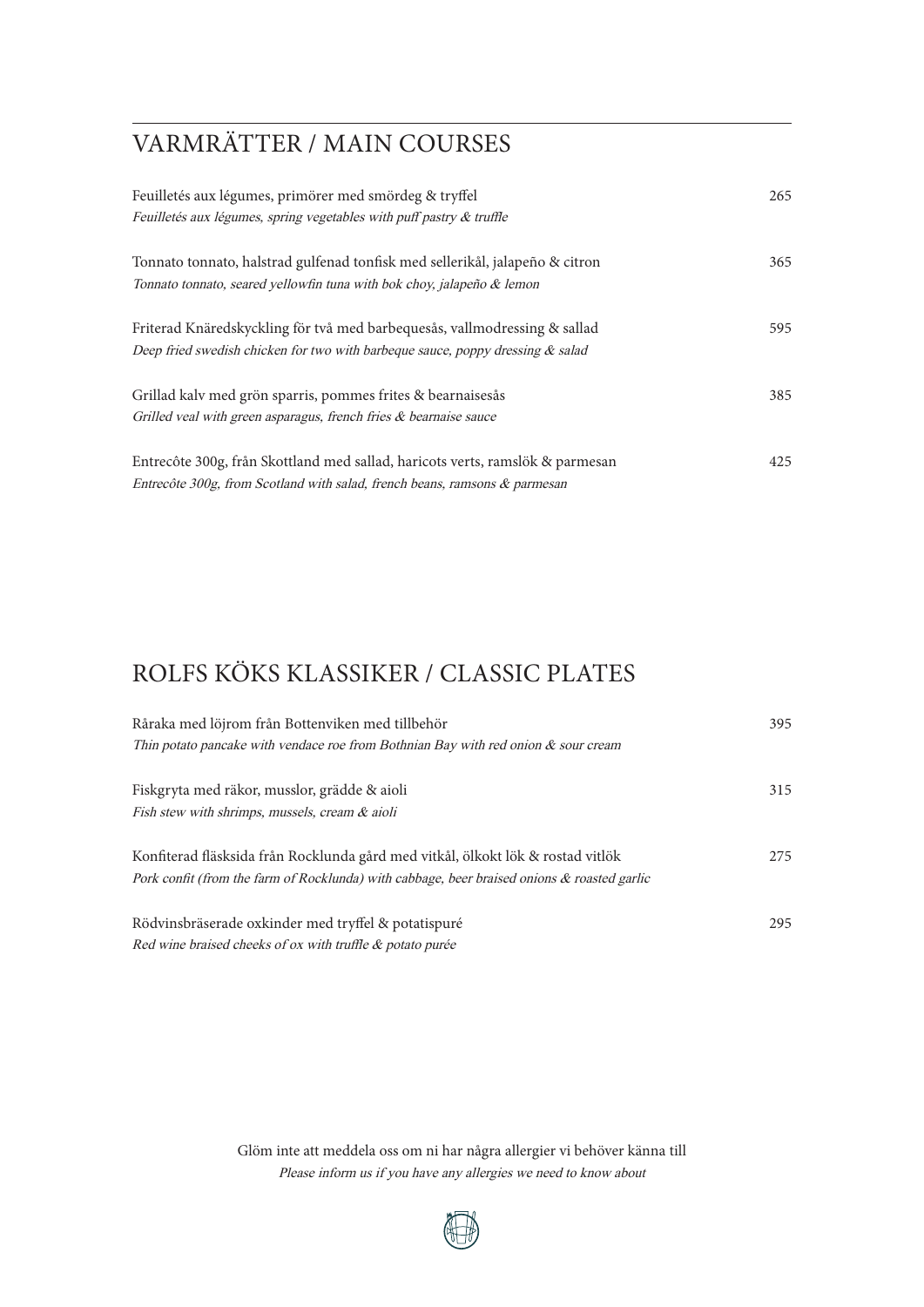## VARMRÄTTER / MAIN COURSES

Feuilletés aux légumes, primörer med smördeg & tryffel — 265
*Feuilletés aux légumes, spring vegetables with puff pastry & truffle*

Tonnato tonnato, halstrad gulfenad tonfisk med sellerikål, jalapeño & citron — 365
*Tonnato tonnato, seared yellowfin tuna with bok choy, jalapeño & lemon*

Friterad Knäredskyckling för två med barbequesås, vallmodressing & sallad — 595
*Deep fried swedish chicken for two with barbeque sauce, poppy dressing & salad*

Grillad kalv med grön sparris, pommes frites & bearnaisesås — 385
*Grilled veal with green asparagus, french fries & bearnaise sauce*

Entrecôte 300g, från Skottland med sallad, haricots verts, ramslök & parmesan — 425
*Entrecôte 300g, from Scotland with salad, french beans, ramsons & parmesan*

## ROLFS KÖKS KLASSIKER / CLASSIC PLATES

Råraka med löjrom från Bottenviken med tillbehör — 395
*Thin potato pancake with vendace roe from Bothnian Bay with red onion & sour cream*

Fiskgryta med räkor, musslor, grädde & aioli — 315
*Fish stew with shrimps, mussels, cream & aioli*

Konfiterad fläsksida från Rocklunda gård med vitkål, ölkokt lök & rostad vitlök — 275
*Pork confit (from the farm of Rocklunda) with cabbage, beer braised onions & roasted garlic*

Rödvinsbräserade oxkinder med tryffel & potatispuré — 295
*Red wine braised cheeks of ox with truffle & potato purée*

Glöm inte att meddela oss om ni har några allergier vi behöver känna till
*Please inform us if you have any allergies we need to know about*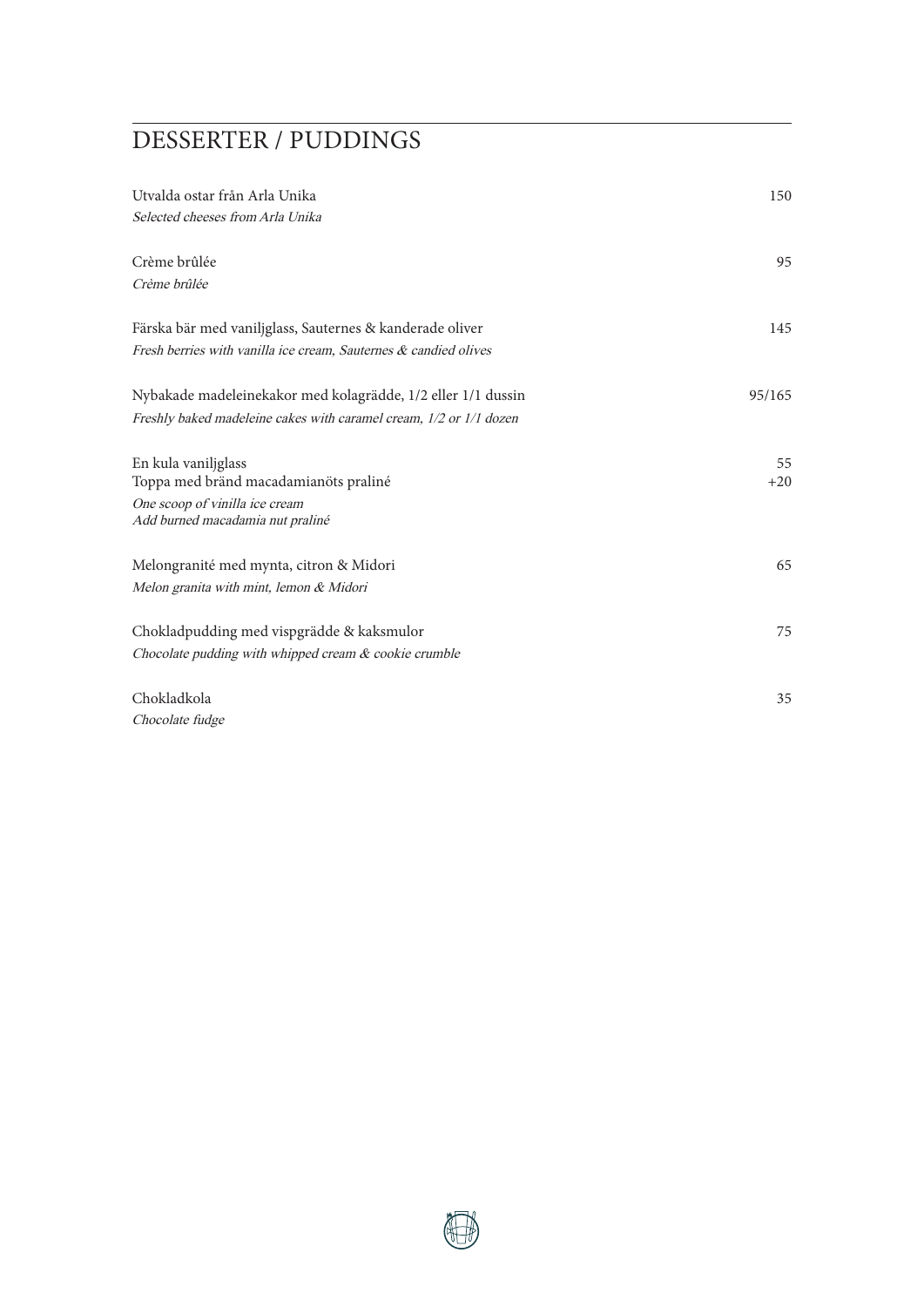# DESSERTER / PUDDINGS

| | |
|---|---|
| Utvalda ostar från Arla Unika<br>*Selected cheeses from Arla Unika* | 150 |
| Crème brûlée<br>*Crème brûlée* | 95 |
| Färska bär med vaniljglass, Sauternes & kanderade oliver<br>*Fresh berries with vanilla ice cream, Sauternes & candied olives* | 145 |
| Nybakade madeleinekakor med kolagrädde, 1/2 eller 1/1 dussin<br>*Freshly baked madeleine cakes with caramel cream, 1/2 or 1/1 dozen* | 95/165 |
| En kula vaniljglass | 55 |
| Toppa med bränd macadamianöts praliné<br>*One scoop of vinilla ice cream*<br>*Add burned macadamia nut praliné* | +20 |
| Melongranité med mynta, citron & Midori<br>*Melon granita with mint, lemon & Midori* | 65 |
| Chokladpudding med vispgrädde & kaksmulor<br>*Chocolate pudding with whipped cream & cookie crumble* | 75 |
| Chokladkola<br>*Chocolate fudge* | 35 |